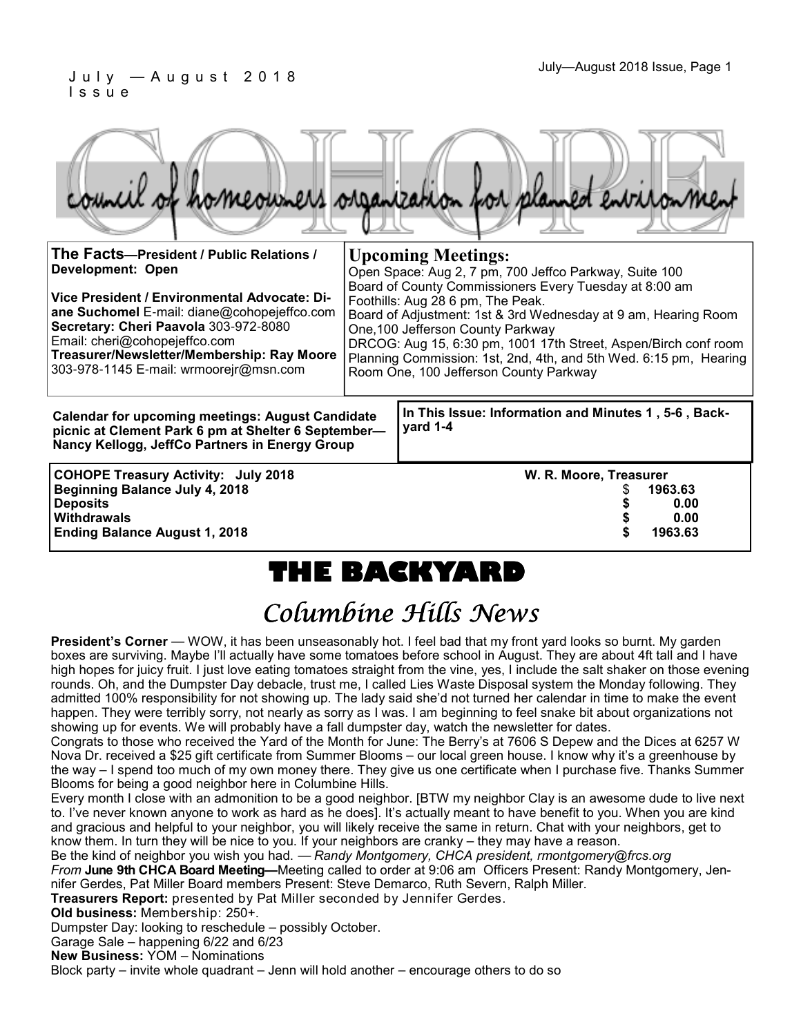July —August 2018 Issue

# COHOPE

council of homeowners organization for planned environment

**The Facts—President / Public Relations / Development: Open**

**Vice President / Environmental Advocate: Diane Suchomel** E-mail: diane@cohopejeffco.com
**Secretary: Cheri Paavola** 303-972-8080
Email: cheri@cohopejeffco.com
**Treasurer/Newsletter/Membership: Ray Moore** 303-978-1145 E-mail: wrmoorejr@msn.com

**Upcoming Meetings:**
Open Space: Aug 2, 7 pm, 700 Jeffco Parkway, Suite 100
Board of County Commissioners Every Tuesday at 8:00 am
Foothills: Aug 28 6 pm, The Peak.
Board of Adjustment: 1st & 3rd Wednesday at 9 am, Hearing Room One,100 Jefferson County Parkway
DRCOG: Aug 15, 6:30 pm, 1001 17th Street, Aspen/Birch conf room
Planning Commission: 1st, 2nd, 4th, and 5th Wed. 6:15 pm, Hearing Room One, 100 Jefferson County Parkway

**Calendar for upcoming meetings: August Candidate picnic at Clement Park 6 pm at Shelter 6 September—Nancy Kellogg, JeffCo Partners in Energy Group**

**In This Issue: Information and Minutes 1 , 5-6 , Backyard 1-4**

| COHOPE Treasury Activity: July 2018 | W. R. Moore, Treasurer |
|---|---|
| Beginning Balance July 4, 2018 | $ 1963.63 |
| Deposits | $ 0.00 |
| Withdrawals | $ 0.00 |
| Ending Balance August 1, 2018 | $ 1963.63 |

# THE BACKYARD

## *Columbine Hills News*

**President's Corner** — WOW, it has been unseasonably hot. I feel bad that my front yard looks so burnt. My garden boxes are surviving. Maybe I'll actually have some tomatoes before school in August. They are about 4ft tall and I have high hopes for juicy fruit. I just love eating tomatoes straight from the vine, yes, I include the salt shaker on those evening rounds. Oh, and the Dumpster Day debacle, trust me, I called Lies Waste Disposal system the Monday following. They admitted 100% responsibility for not showing up. The lady said she'd not turned her calendar in time to make the event happen. They were terribly sorry, not nearly as sorry as I was. I am beginning to feel snake bit about organizations not showing up for events. We will probably have a fall dumpster day, watch the newsletter for dates.

Congrats to those who received the Yard of the Month for June: The Berry's at 7606 S Depew and the Dices at 6257 W Nova Dr. received a $25 gift certificate from Summer Blooms – our local green house. I know why it's a greenhouse by the way – I spend too much of my own money there. They give us one certificate when I purchase five. Thanks Summer Blooms for being a good neighbor here in Columbine Hills.

Every month I close with an admonition to be a good neighbor. [BTW my neighbor Clay is an awesome dude to live next to. I've never known anyone to work as hard as he does]. It's actually meant to have benefit to you. When you are kind and gracious and helpful to your neighbor, you will likely receive the same in return. Chat with your neighbors, get to know them. In turn they will be nice to you. If your neighbors are cranky – they may have a reason.

Be the kind of neighbor you wish you had. — *Randy Montgomery, CHCA president, rmontgomery@frcs.org*

*From* **June 9th CHCA Board Meeting—**Meeting called to order at 9:06 am Officers Present: Randy Montgomery, Jennifer Gerdes, Pat Miller Board members Present: Steve Demarco, Ruth Severn, Ralph Miller.

**Treasurers Report:** presented by Pat Miller seconded by Jennifer Gerdes.

**Old business:** Membership: 250+.

Dumpster Day: looking to reschedule – possibly October.

Garage Sale – happening 6/22 and 6/23

**New Business:** YOM – Nominations

Block party – invite whole quadrant – Jenn will hold another – encourage others to do so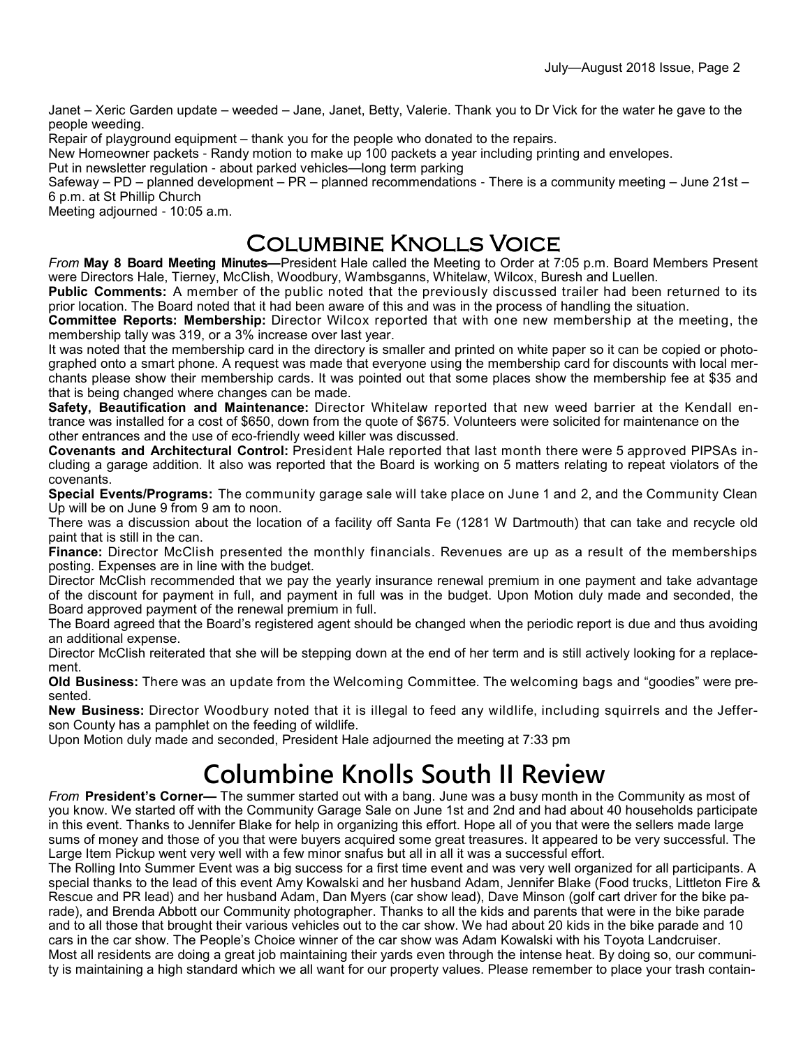Janet – Xeric Garden update – weeded – Jane, Janet, Betty, Valerie. Thank you to Dr Vick for the water he gave to the people weeding.

Repair of playground equipment – thank you for the people who donated to the repairs.

New Homeowner packets - Randy motion to make up 100 packets a year including printing and envelopes.

Put in newsletter regulation - about parked vehicles—long term parking

Safeway – PD – planned development – PR – planned recommendations - There is a community meeting – June 21st – 6 p.m. at St Phillip Church

Meeting adjourned - 10:05 a.m.

# Columbine Knolls Voice

*From* **May 8 Board Meeting Minutes—**President Hale called the Meeting to Order at 7:05 p.m. Board Members Present were Directors Hale, Tierney, McClish, Woodbury, Wambsganns, Whitelaw, Wilcox, Buresh and Luellen.

**Public Comments:** A member of the public noted that the previously discussed trailer had been returned to its prior location. The Board noted that it had been aware of this and was in the process of handling the situation.

**Committee Reports: Membership:** Director Wilcox reported that with one new membership at the meeting, the membership tally was 319, or a 3% increase over last year.

It was noted that the membership card in the directory is smaller and printed on white paper so it can be copied or photographed onto a smart phone. A request was made that everyone using the membership card for discounts with local merchants please show their membership cards. It was pointed out that some places show the membership fee at $35 and that is being changed where changes can be made.

**Safety, Beautification and Maintenance:** Director Whitelaw reported that new weed barrier at the Kendall entrance was installed for a cost of $650, down from the quote of $675. Volunteers were solicited for maintenance on the other entrances and the use of eco-friendly weed killer was discussed.

**Covenants and Architectural Control:** President Hale reported that last month there were 5 approved PIPSAs including a garage addition. It also was reported that the Board is working on 5 matters relating to repeat violators of the covenants.

**Special Events/Programs:** The community garage sale will take place on June 1 and 2, and the Community Clean Up will be on June 9 from 9 am to noon.

There was a discussion about the location of a facility off Santa Fe (1281 W Dartmouth) that can take and recycle old paint that is still in the can.

**Finance:** Director McClish presented the monthly financials. Revenues are up as a result of the memberships posting. Expenses are in line with the budget.

Director McClish recommended that we pay the yearly insurance renewal premium in one payment and take advantage of the discount for payment in full, and payment in full was in the budget. Upon Motion duly made and seconded, the Board approved payment of the renewal premium in full.

The Board agreed that the Board's registered agent should be changed when the periodic report is due and thus avoiding an additional expense.

Director McClish reiterated that she will be stepping down at the end of her term and is still actively looking for a replacement.

**Old Business:** There was an update from the Welcoming Committee. The welcoming bags and "goodies" were presented.

**New Business:** Director Woodbury noted that it is illegal to feed any wildlife, including squirrels and the Jefferson County has a pamphlet on the feeding of wildlife.

Upon Motion duly made and seconded, President Hale adjourned the meeting at 7:33 pm

# Columbine Knolls South II Review

*From* **President's Corner—** The summer started out with a bang. June was a busy month in the Community as most of you know. We started off with the Community Garage Sale on June 1st and 2nd and had about 40 households participate in this event. Thanks to Jennifer Blake for help in organizing this effort. Hope all of you that were the sellers made large sums of money and those of you that were buyers acquired some great treasures. It appeared to be very successful. The Large Item Pickup went very well with a few minor snafus but all in all it was a successful effort.

The Rolling Into Summer Event was a big success for a first time event and was very well organized for all participants. A special thanks to the lead of this event Amy Kowalski and her husband Adam, Jennifer Blake (Food trucks, Littleton Fire & Rescue and PR lead) and her husband Adam, Dan Myers (car show lead), Dave Minson (golf cart driver for the bike parade), and Brenda Abbott our Community photographer. Thanks to all the kids and parents that were in the bike parade and to all those that brought their various vehicles out to the car show. We had about 20 kids in the bike parade and 10 cars in the car show. The People's Choice winner of the car show was Adam Kowalski with his Toyota Landcruiser.

Most all residents are doing a great job maintaining their yards even through the intense heat. By doing so, our community is maintaining a high standard which we all want for our property values. Please remember to place your trash contain-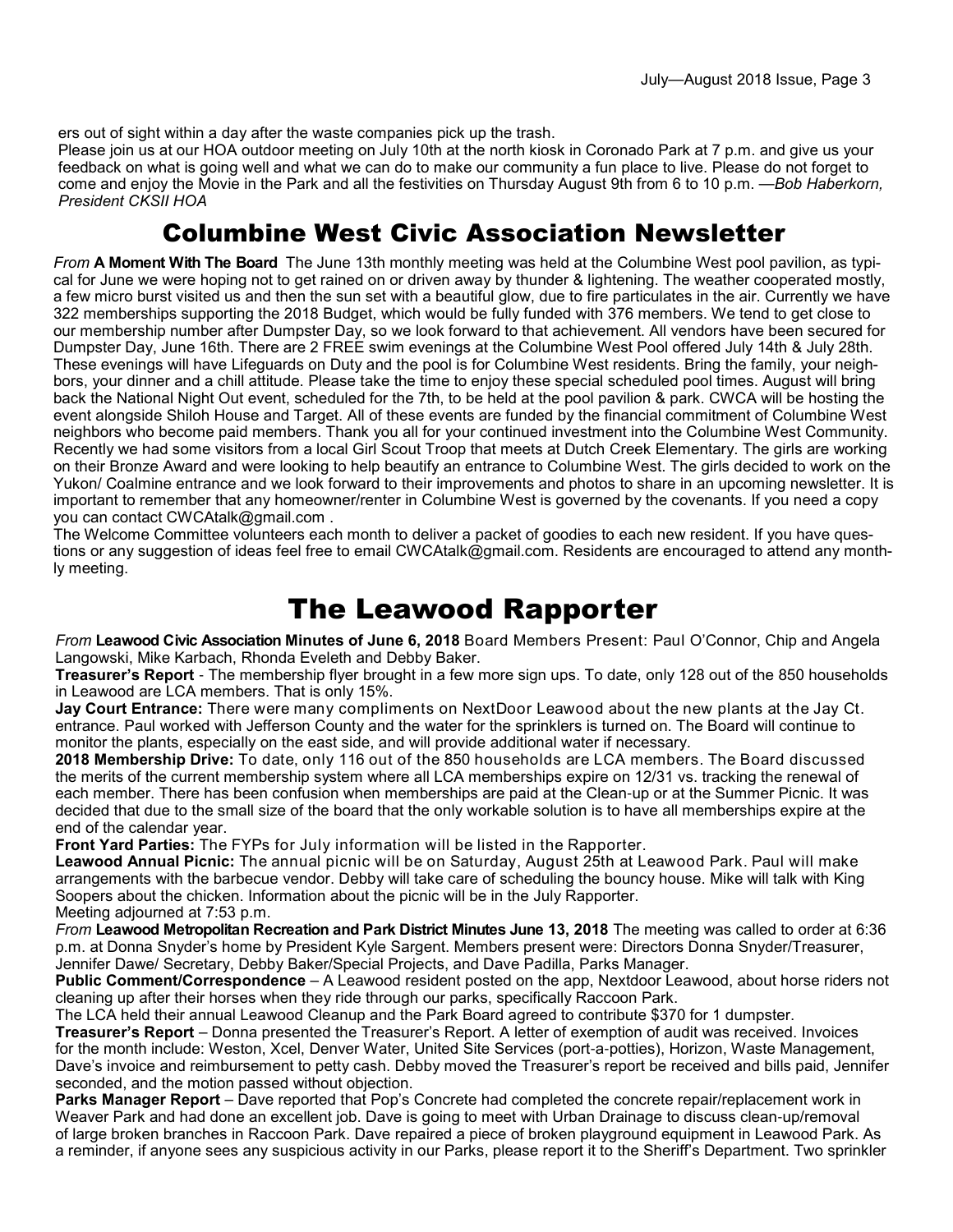ers out of sight within a day after the waste companies pick up the trash.

Please join us at our HOA outdoor meeting on July 10th at the north kiosk in Coronado Park at 7 p.m. and give us your feedback on what is going well and what we can do to make our community a fun place to live. Please do not forget to come and enjoy the Movie in the Park and all the festivities on Thursday August 9th from 6 to 10 p.m. —*Bob Haberkorn, President CKSII HOA*

## Columbine West Civic Association Newsletter

*From* **A Moment With The Board** The June 13th monthly meeting was held at the Columbine West pool pavilion, as typical for June we were hoping not to get rained on or driven away by thunder & lightening. The weather cooperated mostly, a few micro burst visited us and then the sun set with a beautiful glow, due to fire particulates in the air. Currently we have 322 memberships supporting the 2018 Budget, which would be fully funded with 376 members. We tend to get close to our membership number after Dumpster Day, so we look forward to that achievement. All vendors have been secured for Dumpster Day, June 16th. There are 2 FREE swim evenings at the Columbine West Pool offered July 14th & July 28th. These evenings will have Lifeguards on Duty and the pool is for Columbine West residents. Bring the family, your neighbors, your dinner and a chill attitude. Please take the time to enjoy these special scheduled pool times. August will bring back the National Night Out event, scheduled for the 7th, to be held at the pool pavilion & park. CWCA will be hosting the event alongside Shiloh House and Target. All of these events are funded by the financial commitment of Columbine West neighbors who become paid members. Thank you all for your continued investment into the Columbine West Community. Recently we had some visitors from a local Girl Scout Troop that meets at Dutch Creek Elementary. The girls are working on their Bronze Award and were looking to help beautify an entrance to Columbine West. The girls decided to work on the Yukon/ Coalmine entrance and we look forward to their improvements and photos to share in an upcoming newsletter. It is important to remember that any homeowner/renter in Columbine West is governed by the covenants. If you need a copy you can contact CWCAtalk@gmail.com .

The Welcome Committee volunteers each month to deliver a packet of goodies to each new resident. If you have questions or any suggestion of ideas feel free to email CWCAtalk@gmail.com. Residents are encouraged to attend any monthly meeting.

## The Leawood Rapporter

*From* **Leawood Civic Association Minutes of June 6, 2018** Board Members Present: Paul O'Connor, Chip and Angela Langowski, Mike Karbach, Rhonda Eveleth and Debby Baker.

**Treasurer's Report** - The membership flyer brought in a few more sign ups. To date, only 128 out of the 850 households in Leawood are LCA members. That is only 15%.

**Jay Court Entrance:** There were many compliments on NextDoor Leawood about the new plants at the Jay Ct. entrance. Paul worked with Jefferson County and the water for the sprinklers is turned on. The Board will continue to monitor the plants, especially on the east side, and will provide additional water if necessary.

**2018 Membership Drive:** To date, only 116 out of the 850 households are LCA members. The Board discussed the merits of the current membership system where all LCA memberships expire on 12/31 vs. tracking the renewal of each member. There has been confusion when memberships are paid at the Clean-up or at the Summer Picnic. It was decided that due to the small size of the board that the only workable solution is to have all memberships expire at the end of the calendar year.

**Front Yard Parties:** The FYPs for July information will be listed in the Rapporter.

**Leawood Annual Picnic:** The annual picnic will be on Saturday, August 25th at Leawood Park. Paul will make arrangements with the barbecue vendor. Debby will take care of scheduling the bouncy house. Mike will talk with King Soopers about the chicken. Information about the picnic will be in the July Rapporter.

Meeting adjourned at 7:53 p.m.

*From* **Leawood Metropolitan Recreation and Park District Minutes June 13, 2018** The meeting was called to order at 6:36 p.m. at Donna Snyder's home by President Kyle Sargent. Members present were: Directors Donna Snyder/Treasurer, Jennifer Dawe/ Secretary, Debby Baker/Special Projects, and Dave Padilla, Parks Manager.

**Public Comment/Correspondence** – A Leawood resident posted on the app, Nextdoor Leawood, about horse riders not cleaning up after their horses when they ride through our parks, specifically Raccoon Park.

The LCA held their annual Leawood Cleanup and the Park Board agreed to contribute $370 for 1 dumpster.

**Treasurer's Report** – Donna presented the Treasurer's Report. A letter of exemption of audit was received. Invoices for the month include: Weston, Xcel, Denver Water, United Site Services (port-a-potties), Horizon, Waste Management, Dave's invoice and reimbursement to petty cash. Debby moved the Treasurer's report be received and bills paid, Jennifer seconded, and the motion passed without objection.

**Parks Manager Report** – Dave reported that Pop's Concrete had completed the concrete repair/replacement work in Weaver Park and had done an excellent job. Dave is going to meet with Urban Drainage to discuss clean-up/removal of large broken branches in Raccoon Park. Dave repaired a piece of broken playground equipment in Leawood Park. As a reminder, if anyone sees any suspicious activity in our Parks, please report it to the Sheriff's Department. Two sprinkler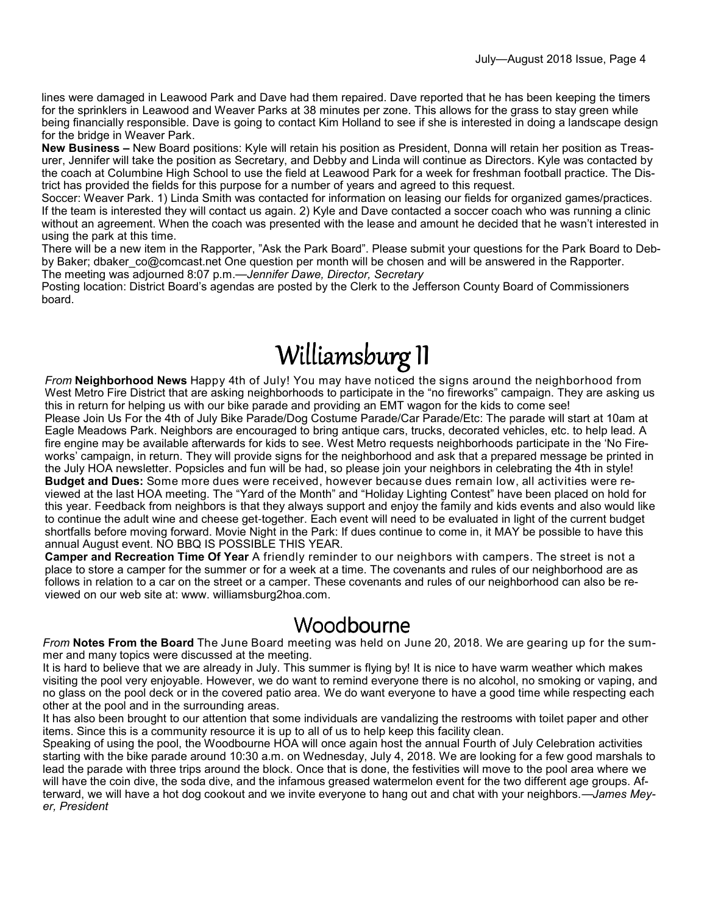lines were damaged in Leawood Park and Dave had them repaired. Dave reported that he has been keeping the timers for the sprinklers in Leawood and Weaver Parks at 38 minutes per zone. This allows for the grass to stay green while being financially responsible. Dave is going to contact Kim Holland to see if she is interested in doing a landscape design for the bridge in Weaver Park.

**New Business –** New Board positions: Kyle will retain his position as President, Donna will retain her position as Treasurer, Jennifer will take the position as Secretary, and Debby and Linda will continue as Directors. Kyle was contacted by the coach at Columbine High School to use the field at Leawood Park for a week for freshman football practice. The District has provided the fields for this purpose for a number of years and agreed to this request.

Soccer: Weaver Park. 1) Linda Smith was contacted for information on leasing our fields for organized games/practices. If the team is interested they will contact us again. 2) Kyle and Dave contacted a soccer coach who was running a clinic without an agreement. When the coach was presented with the lease and amount he decided that he wasn't interested in using the park at this time.

There will be a new item in the Rapporter, "Ask the Park Board". Please submit your questions for the Park Board to Debby Baker; dbaker_co@comcast.net One question per month will be chosen and will be answered in the Rapporter.

The meeting was adjourned 8:07 p.m.—*Jennifer Dawe, Director, Secretary*

Posting location: District Board's agendas are posted by the Clerk to the Jefferson County Board of Commissioners board.

# Williamsburg II

*From* **Neighborhood News** Happy 4th of July! You may have noticed the signs around the neighborhood from West Metro Fire District that are asking neighborhoods to participate in the "no fireworks" campaign. They are asking us this in return for helping us with our bike parade and providing an EMT wagon for the kids to come see!

Please Join Us For the 4th of July Bike Parade/Dog Costume Parade/Car Parade/Etc: The parade will start at 10am at Eagle Meadows Park. Neighbors are encouraged to bring antique cars, trucks, decorated vehicles, etc. to help lead. A fire engine may be available afterwards for kids to see. West Metro requests neighborhoods participate in the 'No Fireworks' campaign, in return. They will provide signs for the neighborhood and ask that a prepared message be printed in the July HOA newsletter. Popsicles and fun will be had, so please join your neighbors in celebrating the 4th in style!

**Budget and Dues:** Some more dues were received, however because dues remain low, all activities were reviewed at the last HOA meeting. The "Yard of the Month" and "Holiday Lighting Contest" have been placed on hold for this year. Feedback from neighbors is that they always support and enjoy the family and kids events and also would like to continue the adult wine and cheese get-together. Each event will need to be evaluated in light of the current budget shortfalls before moving forward. Movie Night in the Park: If dues continue to come in, it MAY be possible to have this annual August event. NO BBQ IS POSSIBLE THIS YEAR.

**Camper and Recreation Time Of Year** A friendly reminder to our neighbors with campers. The street is not a place to store a camper for the summer or for a week at a time. The covenants and rules of our neighborhood are as follows in relation to a car on the street or a camper. These covenants and rules of our neighborhood can also be reviewed on our web site at: www. williamsburg2hoa.com.

## Woodbourne

*From* **Notes From the Board** The June Board meeting was held on June 20, 2018. We are gearing up for the summer and many topics were discussed at the meeting.

It is hard to believe that we are already in July. This summer is flying by! It is nice to have warm weather which makes visiting the pool very enjoyable. However, we do want to remind everyone there is no alcohol, no smoking or vaping, and no glass on the pool deck or in the covered patio area. We do want everyone to have a good time while respecting each other at the pool and in the surrounding areas.

It has also been brought to our attention that some individuals are vandalizing the restrooms with toilet paper and other items. Since this is a community resource it is up to all of us to help keep this facility clean.

Speaking of using the pool, the Woodbourne HOA will once again host the annual Fourth of July Celebration activities starting with the bike parade around 10:30 a.m. on Wednesday, July 4, 2018. We are looking for a few good marshals to lead the parade with three trips around the block. Once that is done, the festivities will move to the pool area where we will have the coin dive, the soda dive, and the infamous greased watermelon event for the two different age groups. Afterward, we will have a hot dog cookout and we invite everyone to hang out and chat with your neighbors.—*James Meyer, President*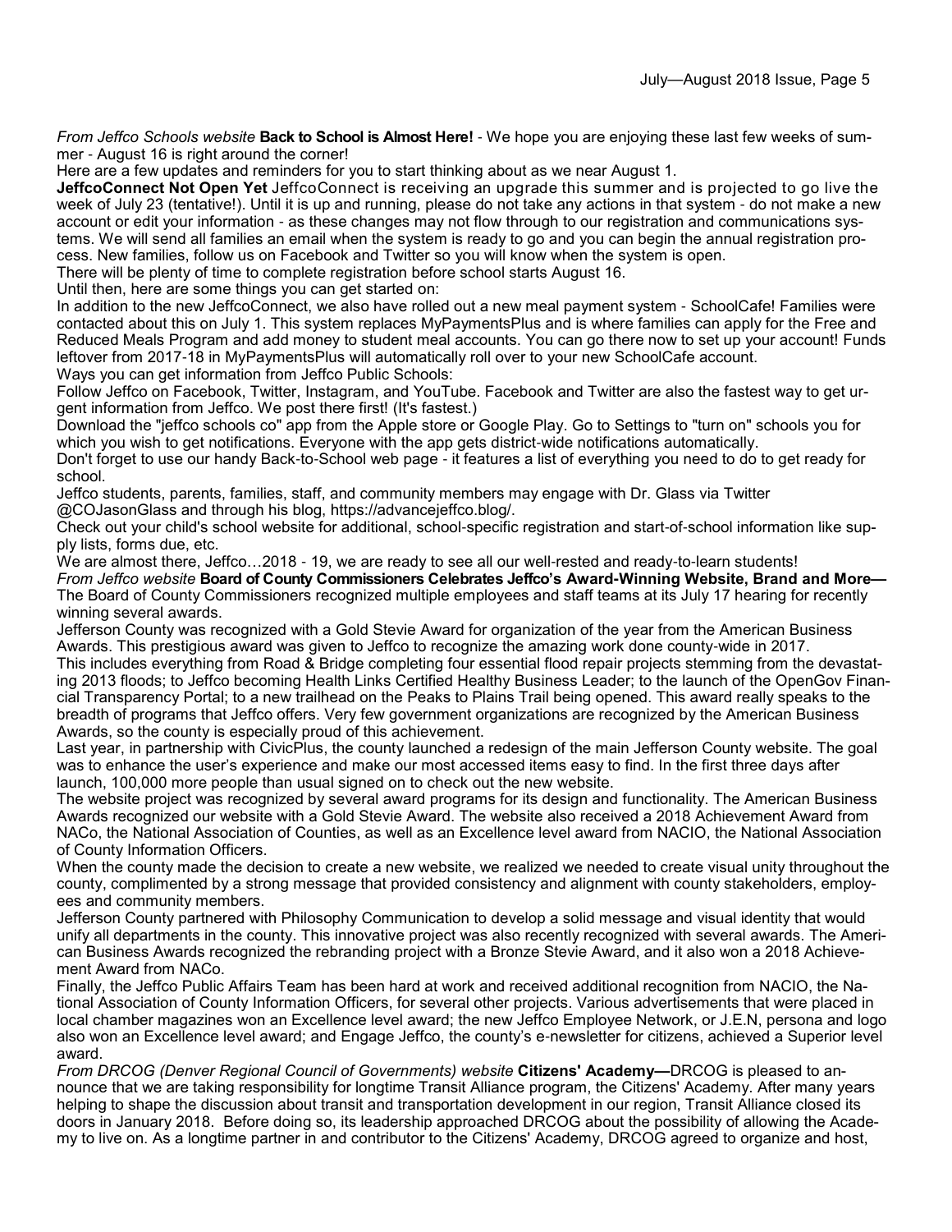*From Jeffco Schools website* **Back to School is Almost Here!** - We hope you are enjoying these last few weeks of summer - August 16 is right around the corner!

Here are a few updates and reminders for you to start thinking about as we near August 1.

**JeffcoConnect Not Open Yet** JeffcoConnect is receiving an upgrade this summer and is projected to go live the week of July 23 (tentative!). Until it is up and running, please do not take any actions in that system - do not make a new account or edit your information - as these changes may not flow through to our registration and communications systems. We will send all families an email when the system is ready to go and you can begin the annual registration process. New families, follow us on Facebook and Twitter so you will know when the system is open.

There will be plenty of time to complete registration before school starts August 16.

Until then, here are some things you can get started on:

In addition to the new JeffcoConnect, we also have rolled out a new meal payment system - SchoolCafe! Families were contacted about this on July 1. This system replaces MyPaymentsPlus and is where families can apply for the Free and Reduced Meals Program and add money to student meal accounts. You can go there now to set up your account! Funds leftover from 2017-18 in MyPaymentsPlus will automatically roll over to your new SchoolCafe account.

Ways you can get information from Jeffco Public Schools:

Follow Jeffco on Facebook, Twitter, Instagram, and YouTube. Facebook and Twitter are also the fastest way to get urgent information from Jeffco. We post there first! (It's fastest.)

Download the "jeffco schools co" app from the Apple store or Google Play. Go to Settings to "turn on" schools you for which you wish to get notifications. Everyone with the app gets district-wide notifications automatically.

Don't forget to use our handy Back-to-School web page - it features a list of everything you need to do to get ready for school.

Jeffco students, parents, families, staff, and community members may engage with Dr. Glass via Twitter @COJasonGlass and through his blog, https://advancejeffco.blog/.

Check out your child's school website for additional, school-specific registration and start-of-school information like supply lists, forms due, etc.

We are almost there, Jeffco…2018 - 19, we are ready to see all our well-rested and ready-to-learn students!

*From Jeffco website* **Board of County Commissioners Celebrates Jeffco's Award-Winning Website, Brand and More—** The Board of County Commissioners recognized multiple employees and staff teams at its July 17 hearing for recently winning several awards.

Jefferson County was recognized with a Gold Stevie Award for organization of the year from the American Business Awards. This prestigious award was given to Jeffco to recognize the amazing work done county-wide in 2017.

This includes everything from Road & Bridge completing four essential flood repair projects stemming from the devastating 2013 floods; to Jeffco becoming Health Links Certified Healthy Business Leader; to the launch of the OpenGov Financial Transparency Portal; to a new trailhead on the Peaks to Plains Trail being opened. This award really speaks to the breadth of programs that Jeffco offers. Very few government organizations are recognized by the American Business Awards, so the county is especially proud of this achievement.

Last year, in partnership with CivicPlus, the county launched a redesign of the main Jefferson County website. The goal was to enhance the user's experience and make our most accessed items easy to find. In the first three days after launch, 100,000 more people than usual signed on to check out the new website.

The website project was recognized by several award programs for its design and functionality. The American Business Awards recognized our website with a Gold Stevie Award. The website also received a 2018 Achievement Award from NACo, the National Association of Counties, as well as an Excellence level award from NACIO, the National Association of County Information Officers.

When the county made the decision to create a new website, we realized we needed to create visual unity throughout the county, complimented by a strong message that provided consistency and alignment with county stakeholders, employees and community members.

Jefferson County partnered with Philosophy Communication to develop a solid message and visual identity that would unify all departments in the county. This innovative project was also recently recognized with several awards. The American Business Awards recognized the rebranding project with a Bronze Stevie Award, and it also won a 2018 Achievement Award from NACo.

Finally, the Jeffco Public Affairs Team has been hard at work and received additional recognition from NACIO, the National Association of County Information Officers, for several other projects. Various advertisements that were placed in local chamber magazines won an Excellence level award; the new Jeffco Employee Network, or J.E.N, persona and logo also won an Excellence level award; and Engage Jeffco, the county's e-newsletter for citizens, achieved a Superior level award.

*From DRCOG (Denver Regional Council of Governments) website* **Citizens' Academy—**DRCOG is pleased to announce that we are taking responsibility for longtime Transit Alliance program, the Citizens' Academy. After many years helping to shape the discussion about transit and transportation development in our region, Transit Alliance closed its doors in January 2018. Before doing so, its leadership approached DRCOG about the possibility of allowing the Academy to live on. As a longtime partner in and contributor to the Citizens' Academy, DRCOG agreed to organize and host,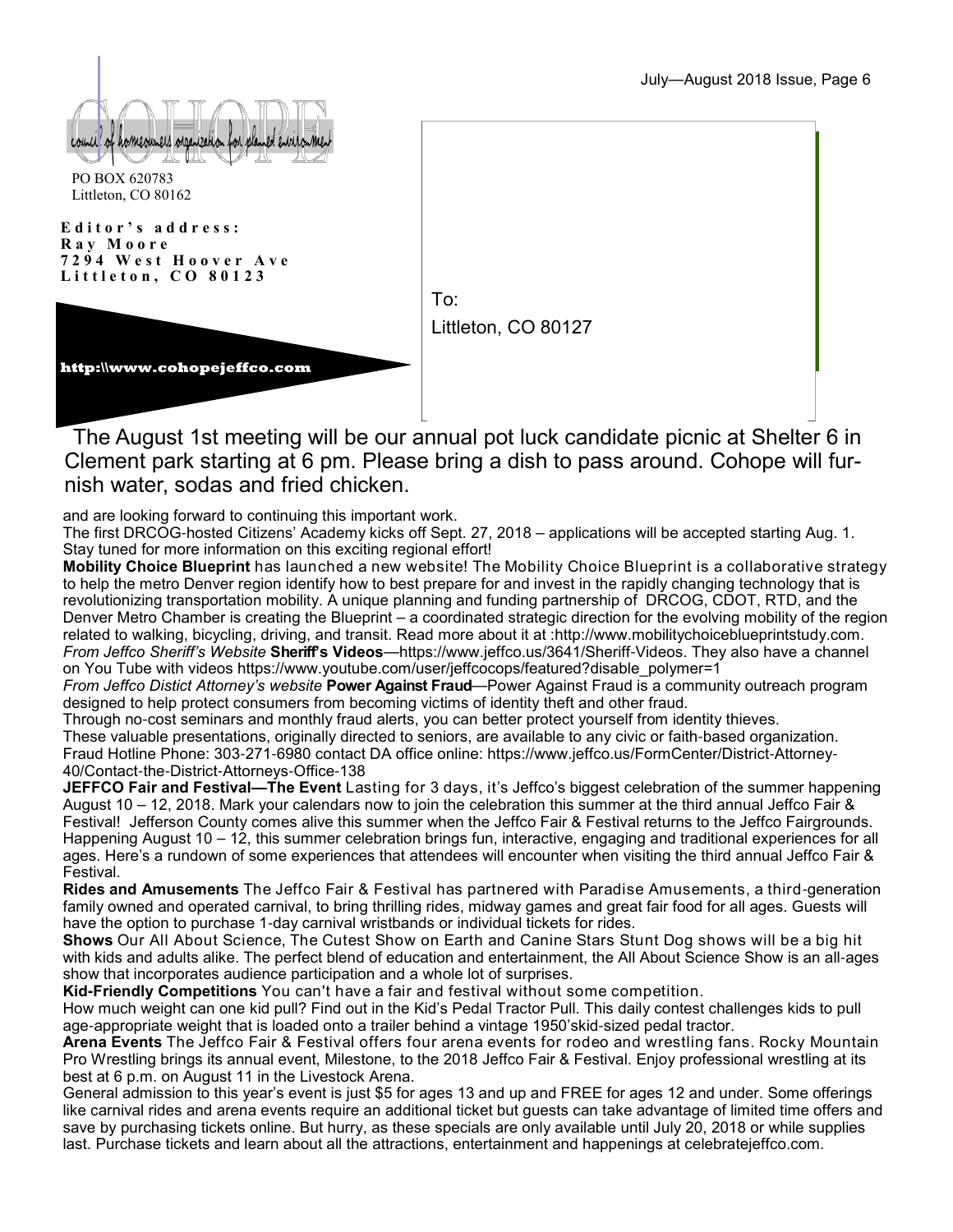council of homeowners organization for planned environment

PO BOX 620783
Littleton, CO 80162

**Editor's address:**
**Ray Moore**
**7294 West Hoover Ave**
**Littleton, CO 80123**

**http:\\www.cohopejeffco.com**

To:

Littleton, CO 80127

The August 1st meeting will be our annual pot luck candidate picnic at Shelter 6 in Clement park starting at 6 pm. Please bring a dish to pass around. Cohope will furnish water, sodas and fried chicken.

and are looking forward to continuing this important work.

The first DRCOG-hosted Citizens' Academy kicks off Sept. 27, 2018 – applications will be accepted starting Aug. 1. Stay tuned for more information on this exciting regional effort!

**Mobility Choice Blueprint** has launched a new website! The Mobility Choice Blueprint is a collaborative strategy to help the metro Denver region identify how to best prepare for and invest in the rapidly changing technology that is revolutionizing transportation mobility. A unique planning and funding partnership of DRCOG, CDOT, RTD, and the Denver Metro Chamber is creating the Blueprint – a coordinated strategic direction for the evolving mobility of the region related to walking, bicycling, driving, and transit. Read more about it at :http://www.mobilitychoiceblueprintstudy.com.

*From Jeffco Sheriff's Website* **Sheriff's Videos**—https://www.jeffco.us/3641/Sheriff-Videos. They also have a channel on You Tube with videos https://www.youtube.com/user/jeffcocops/featured?disable_polymer=1

*From Jeffco Distict Attorney's website* **Power Against Fraud**—Power Against Fraud is a community outreach program designed to help protect consumers from becoming victims of identity theft and other fraud.

Through no-cost seminars and monthly fraud alerts, you can better protect yourself from identity thieves.

These valuable presentations, originally directed to seniors, are available to any civic or faith-based organization.

Fraud Hotline Phone: 303-271-6980 contact DA office online: https://www.jeffco.us/FormCenter/District-Attorney-40/Contact-the-District-Attorneys-Office-138

**JEFFCO Fair and Festival—The Event** Lasting for 3 days, it's Jeffco's biggest celebration of the summer happening August 10 – 12, 2018. Mark your calendars now to join the celebration this summer at the third annual Jeffco Fair & Festival! Jefferson County comes alive this summer when the Jeffco Fair & Festival returns to the Jeffco Fairgrounds. Happening August 10 – 12, this summer celebration brings fun, interactive, engaging and traditional experiences for all ages. Here's a rundown of some experiences that attendees will encounter when visiting the third annual Jeffco Fair & Festival.

**Rides and Amusements** The Jeffco Fair & Festival has partnered with Paradise Amusements, a third-generation family owned and operated carnival, to bring thrilling rides, midway games and great fair food for all ages. Guests will have the option to purchase 1-day carnival wristbands or individual tickets for rides.

**Shows** Our All About Science, The Cutest Show on Earth and Canine Stars Stunt Dog shows will be a big hit with kids and adults alike. The perfect blend of education and entertainment, the All About Science Show is an all-ages show that incorporates audience participation and a whole lot of surprises.

**Kid-Friendly Competitions** You can't have a fair and festival without some competition.

How much weight can one kid pull? Find out in the Kid's Pedal Tractor Pull. This daily contest challenges kids to pull age-appropriate weight that is loaded onto a trailer behind a vintage 1950'skid-sized pedal tractor.

**Arena Events** The Jeffco Fair & Festival offers four arena events for rodeo and wrestling fans. Rocky Mountain Pro Wrestling brings its annual event, Milestone, to the 2018 Jeffco Fair & Festival. Enjoy professional wrestling at its best at 6 p.m. on August 11 in the Livestock Arena.

General admission to this year's event is just $5 for ages 13 and up and FREE for ages 12 and under. Some offerings like carnival rides and arena events require an additional ticket but guests can take advantage of limited time offers and save by purchasing tickets online. But hurry, as these specials are only available until July 20, 2018 or while supplies last. Purchase tickets and learn about all the attractions, entertainment and happenings at celebratejeffco.com.